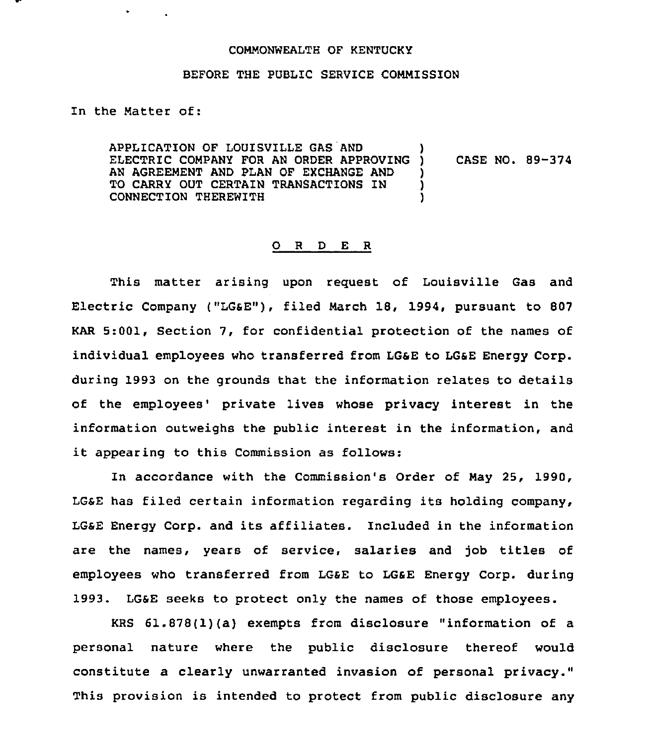COMMONWEALTH OF KENTUCKY

BEFORE THE PUBLIC SERVICE COMMISSION

In the Matter of:

| | | |
|---|---|---|
| APPLICATION OF LOUISVILLE GAS AND ELECTRIC COMPANY FOR AN ORDER APPROVING AN AGREEMENT AND PLAN OF EXCHANGE AND TO CARRY OUT CERTAIN TRANSACTIONS IN CONNECTION THEREWITH | ) ) ) ) ) | CASE NO. 89-374 |

## O R D E R

This matter arising upon request of Louisville Gas and Electric Company ("LG&E"), filed March 18, 1994, pursuant to 807 KAR 5:001, Section 7, for confidential protection of the names of individual employees who transferred from LG&E to LG&E Energy Corp. during 1993 on the grounds that the information relates to details of the employees' private lives whose privacy interest in the information outweighs the public interest in the information, and it appearing to this Commission as follows:

In accordance with the Commission's Order of May 25, 1990, LG&E has filed certain information regarding its holding company, LG&E Energy Corp. and its affiliates. Included in the information are the names, years of service, salaries and job titles of employees who transferred from LG&E to LG&E Energy Corp. during 1993. LG&E seeks to protect only the names of those employees.

KRS 61.878(1)(a) exempts from disclosure "information of a personal nature where the public disclosure thereof would constitute a clearly unwarranted invasion of personal privacy." This provision is intended to protect from public disclosure any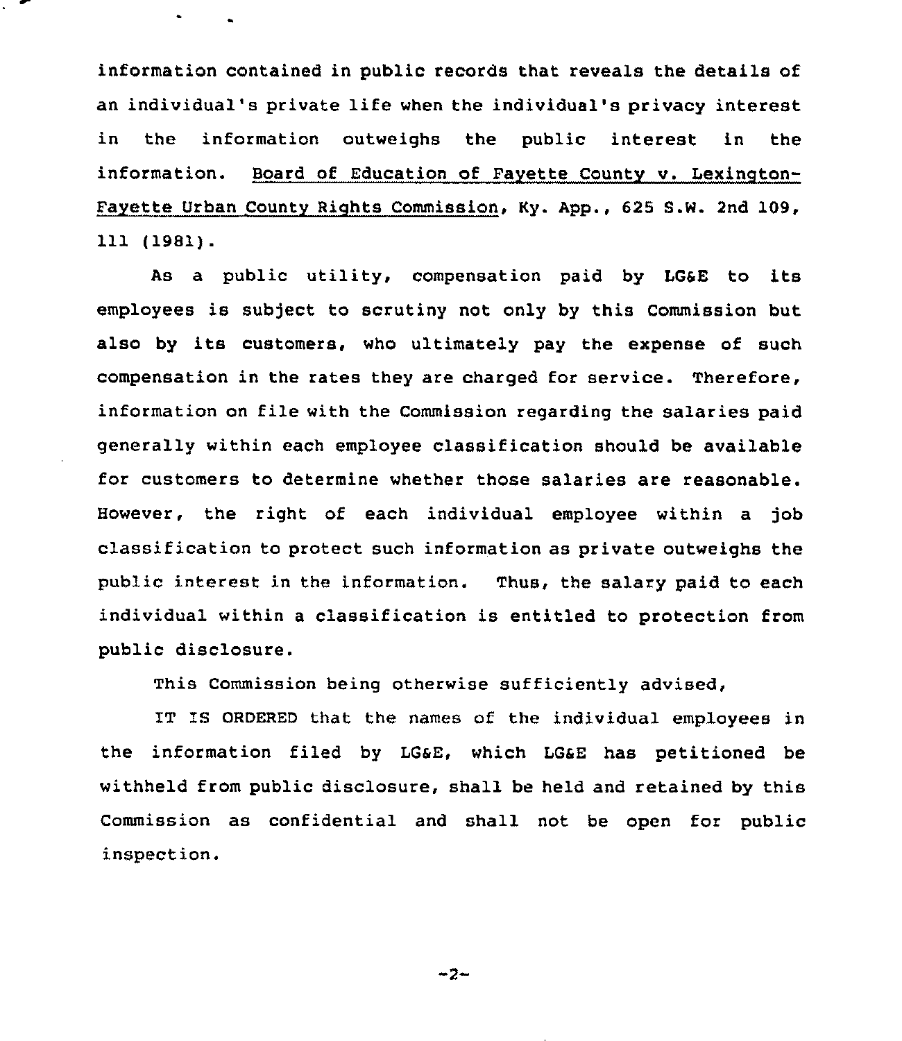information contained in public records that reveals the details of an individual's private life when the individual's privacy interest in the information outweighs the public interest in the information. Board of Education of Fayette County v. Lexington-Fayette Urban County Rights Commission, Ky. App., 625 S.W. 2nd 109, 111 (1981).

As a public utility, compensation paid by LG&E to its employees is subject to scrutiny not only by this Commission but also by its customers, who ultimately pay the expense of such compensation in the rates they are charged for service. Therefore, information on file with the Commission regarding the salaries paid generally within each employee classification should be available for customers to determine whether those salaries are reasonable. However, the right of each individual employee within a job classification to protect such information as private outweighs the public interest in the information. Thus, the salary paid to each individual within a classification is entitled to protection from public disclosure.

This Commission being otherwise sufficiently advised,

IT IS ORDERED that the names of the individual employees in the information filed by LG&E, which LG&E has petitioned be withheld from public disclosure, shall be held and retained by this Commission as confidential and shall not be open for public inspection.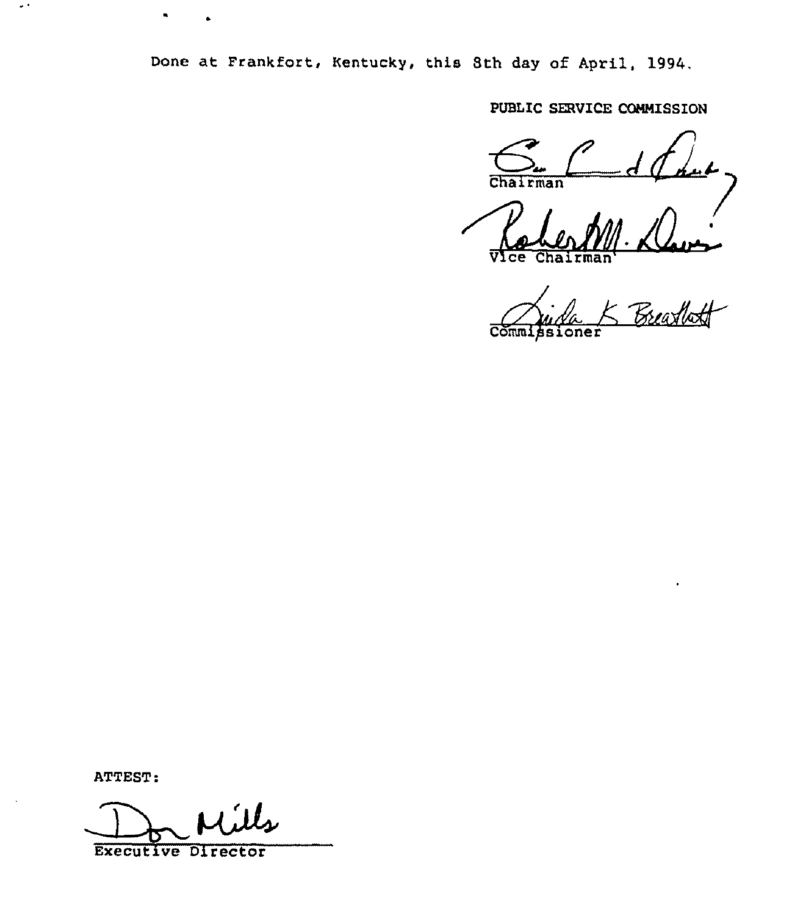Done at Frankfort, Kentucky, this 8th day of April, 1994.

PUBLIC SERVICE COMMISSION

Chairman

Vice Chairman

Commissioner

ATTEST:

Executive Director